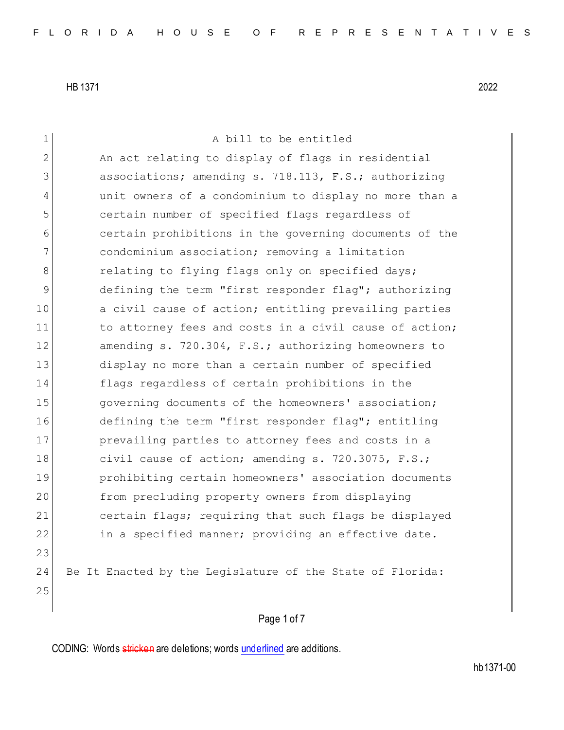HB 1371 2022

A bill to be entitled

An act relating to display of flags in residential associations; amending s. 718.113, F.S.; authorizing unit owners of a condominium to display no more than a certain number of specified flags regardless of certain prohibitions in the governing documents of the condominium association; removing a limitation relating to flying flags only on specified days; defining the term "first responder flag"; authorizing a civil cause of action; entitling prevailing parties to attorney fees and costs in a civil cause of action; amending s. 720.304, F.S.; authorizing homeowners to display no more than a certain number of specified flags regardless of certain prohibitions in the governing documents of the homeowners' association; defining the term "first responder flag"; entitling prevailing parties to attorney fees and costs in a civil cause of action; amending s. 720.3075, F.S.; prohibiting certain homeowners' association documents from precluding property owners from displaying certain flags; requiring that such flags be displayed in a specified manner; providing an effective date.

Be It Enacted by the Legislature of the State of Florida:

CODING: Words ~~stricken~~ are deletions; words underlined are additions.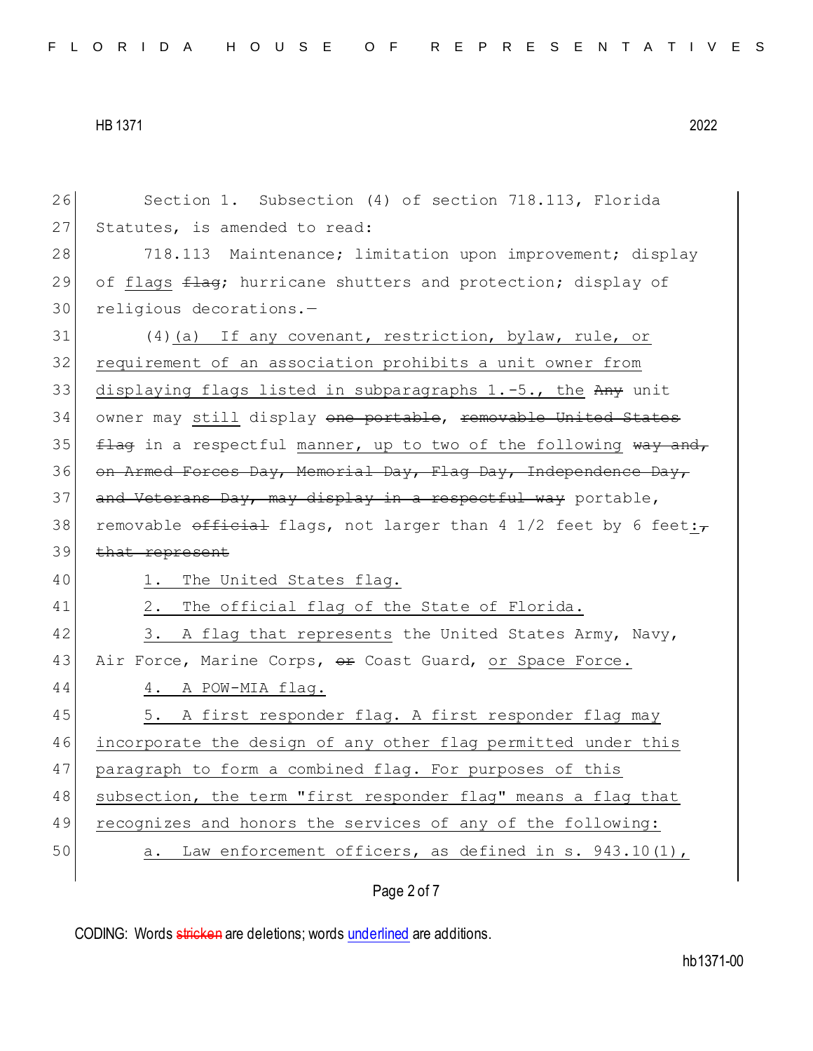Section 1. Subsection (4) of section 718.113, Florida Statutes, is amended to read:

718.113 Maintenance; limitation upon improvement; display of <u>flags</u> ~~flag~~; hurricane shutters and protection; display of religious decorations.—

(4)<u>(a) If any covenant, restriction, bylaw, rule, or requirement of an association prohibits a unit owner from displaying flags listed in subparagraphs 1.-5., the</u> ~~Any~~ unit owner may <u>still</u> display ~~one portable~~, ~~removable United States flag~~ in a respectful <u>manner, up to two of the following</u> ~~way and, on Armed Forces Day, Memorial Day, Flag Day, Independence Day, and Veterans Day, may display in a respectful way~~ portable, removable ~~official~~ flags, not larger than 4 1/2 feet by 6 feet<u>:</u>~~, that represent~~

<u>1. The United States flag.</u>

<u>2. The official flag of the State of Florida.</u>

<u>3. A flag that represents</u> the United States Army, Navy, Air Force, Marine Corps, ~~or~~ Coast Guard, <u>or Space Force.</u>

<u>4. A POW-MIA flag.</u>

<u>5. A first responder flag. A first responder flag may incorporate the design of any other flag permitted under this paragraph to form a combined flag. For purposes of this subsection, the term "first responder flag" means a flag that recognizes and honors the services of any of the following:</u>

<u>a. Law enforcement officers, as defined in s. 943.10(1),</u>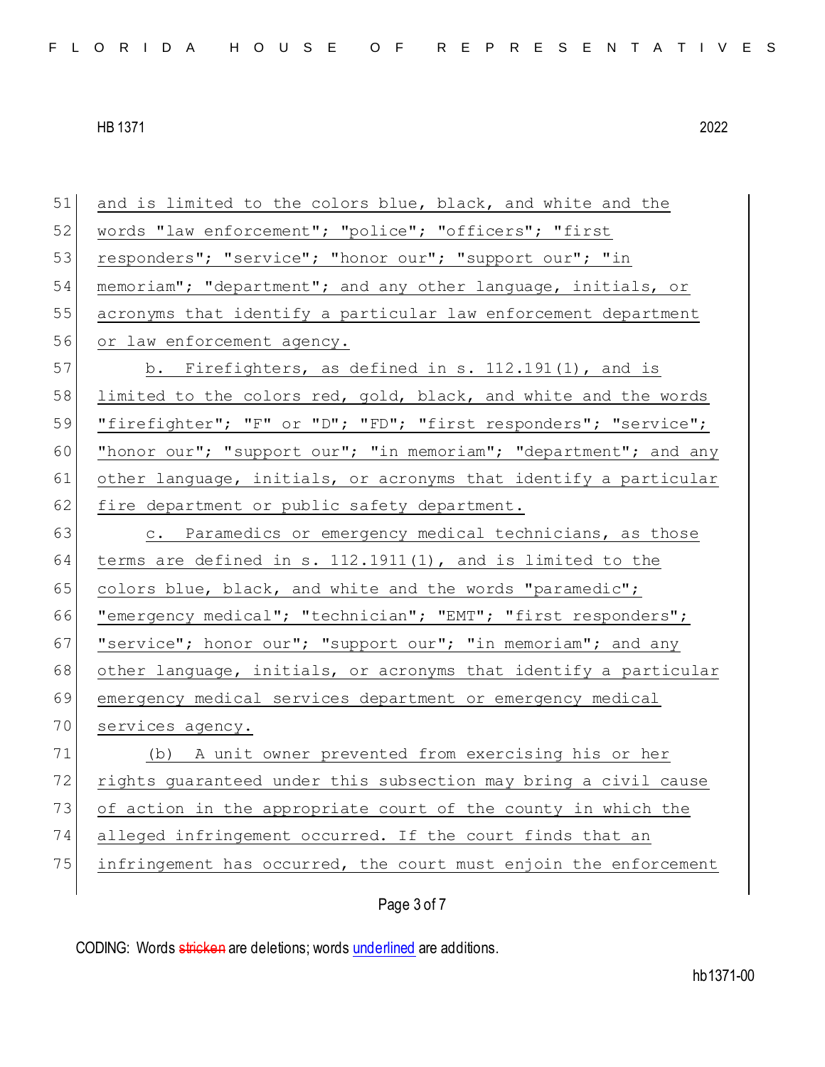and is limited to the colors blue, black, and white and the words "law enforcement"; "police"; "officers"; "first responders"; "service"; "honor our"; "support our"; "in memoriam"; "department"; and any other language, initials, or acronyms that identify a particular law enforcement department or law enforcement agency.

b. Firefighters, as defined in s. 112.191(1), and is limited to the colors red, gold, black, and white and the words "firefighter"; "F" or "D"; "FD"; "first responders"; "service"; "honor our"; "support our"; "in memoriam"; "department"; and any other language, initials, or acronyms that identify a particular fire department or public safety department.

c. Paramedics or emergency medical technicians, as those terms are defined in s. 112.1911(1), and is limited to the colors blue, black, and white and the words "paramedic"; "emergency medical"; "technician"; "EMT"; "first responders"; "service"; honor our"; "support our"; "in memoriam"; and any other language, initials, or acronyms that identify a particular emergency medical services department or emergency medical services agency.

(b) A unit owner prevented from exercising his or her rights guaranteed under this subsection may bring a civil cause of action in the appropriate court of the county in which the alleged infringement occurred. If the court finds that an infringement has occurred, the court must enjoin the enforcement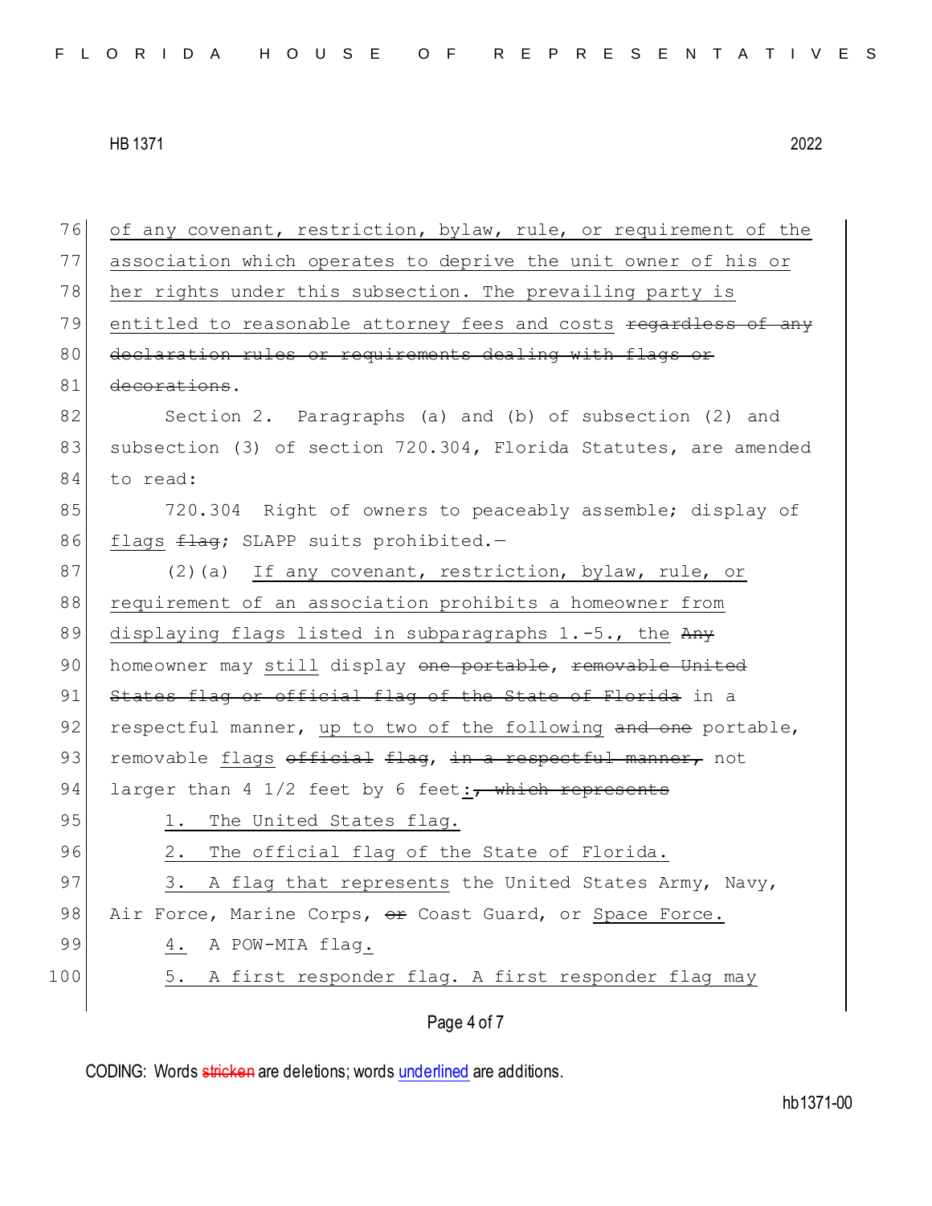of any covenant, restriction, bylaw, rule, or requirement of the association which operates to deprive the unit owner of his or her rights under this subsection. The prevailing party is entitled to reasonable attorney fees and costs ~~regardless of any declaration rules or requirements dealing with flags or decorations~~.

Section 2. Paragraphs (a) and (b) of subsection (2) and subsection (3) of section 720.304, Florida Statutes, are amended to read:

720.304 Right of owners to peaceably assemble; display of flags ~~flag~~; SLAPP suits prohibited.—

(2)(a) If any covenant, restriction, bylaw, rule, or requirement of an association prohibits a homeowner from displaying flags listed in subparagraphs 1.-5., the ~~Any~~ homeowner may still display ~~one portable~~, ~~removable United States flag or official flag of the State of Florida~~ in a respectful manner, up to two of the following ~~and one~~ portable, removable flags ~~official flag~~, ~~in a respectful manner,~~ not larger than 4 1/2 feet by 6 feet:~~, which represents~~

1. The United States flag.

2. The official flag of the State of Florida.

3. A flag that represents the United States Army, Navy, Air Force, Marine Corps, ~~or~~ Coast Guard, or Space Force.

4. A POW-MIA flag.

5. A first responder flag. A first responder flag may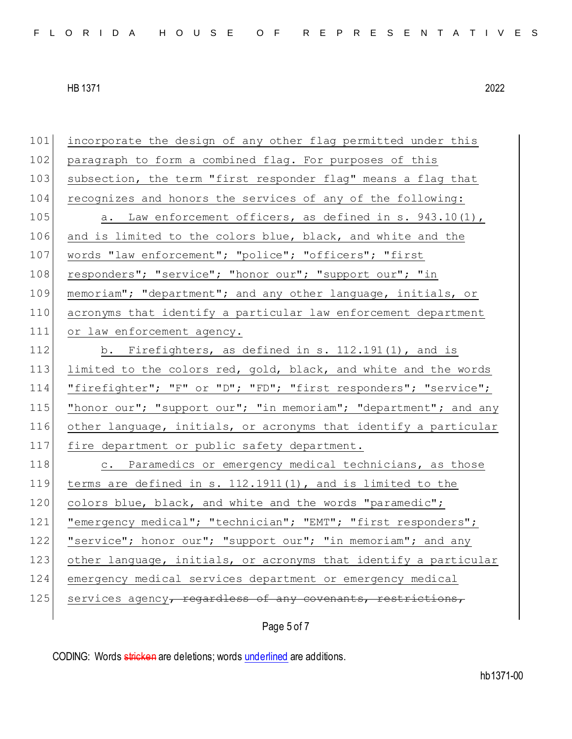incorporate the design of any other flag permitted under this paragraph to form a combined flag. For purposes of this subsection, the term "first responder flag" means a flag that recognizes and honors the services of any of the following:

a. Law enforcement officers, as defined in s. 943.10(1), and is limited to the colors blue, black, and white and the words "law enforcement"; "police"; "officers"; "first responders"; "service"; "honor our"; "support our"; "in memoriam"; "department"; and any other language, initials, or acronyms that identify a particular law enforcement department or law enforcement agency.

b. Firefighters, as defined in s. 112.191(1), and is limited to the colors red, gold, black, and white and the words "firefighter"; "F" or "D"; "FD"; "first responders"; "service"; "honor our"; "support our"; "in memoriam"; "department"; and any other language, initials, or acronyms that identify a particular fire department or public safety department.

c. Paramedics or emergency medical technicians, as those terms are defined in s. 112.1911(1), and is limited to the colors blue, black, and white and the words "paramedic"; "emergency medical"; "technician"; "EMT"; "first responders"; "service"; honor our"; "support our"; "in memoriam"; and any other language, initials, or acronyms that identify a particular emergency medical services department or emergency medical services agency~~, regardless of any covenants, restrictions,~~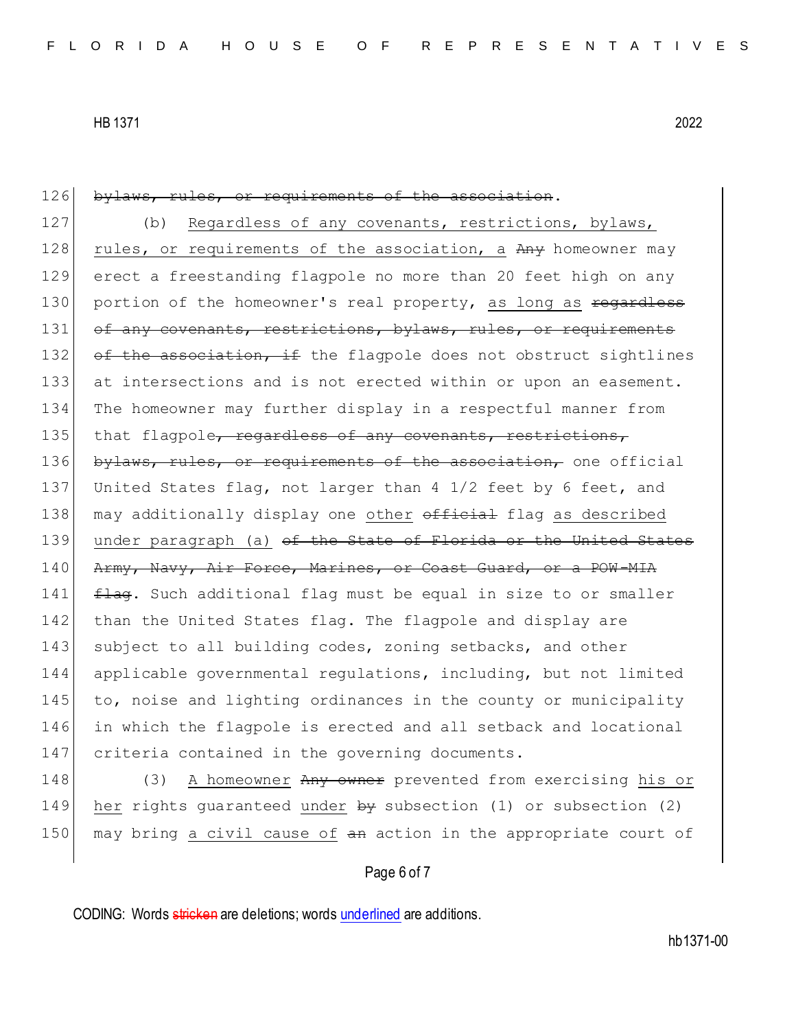126 ~~bylaws, rules, or requirements of the association~~.

127 (b) <u>Regardless of any covenants, restrictions, bylaws,</u>
128 <u>rules, or requirements of the association, a</u> ~~Any~~ homeowner may
129 erect a freestanding flagpole no more than 20 feet high on any
130 portion of the homeowner's real property, <u>as long as</u> ~~regardless~~
131 ~~of any covenants, restrictions, bylaws, rules, or requirements~~
132 ~~of the association, if~~ the flagpole does not obstruct sightlines
133 at intersections and is not erected within or upon an easement.
134 The homeowner may further display in a respectful manner from
135 that flagpole~~, regardless of any covenants, restrictions,~~
136 ~~bylaws, rules, or requirements of the association,~~ one official
137 United States flag, not larger than 4 1/2 feet by 6 feet, and
138 may additionally display one <u>other</u> ~~official~~ flag <u>as described</u>
139 <u>under paragraph (a)</u> ~~of the State of Florida or the United States~~
140 ~~Army, Navy, Air Force, Marines, or Coast Guard, or a POW-MIA~~
141 ~~flag~~. Such additional flag must be equal in size to or smaller
142 than the United States flag. The flagpole and display are
143 subject to all building codes, zoning setbacks, and other
144 applicable governmental regulations, including, but not limited
145 to, noise and lighting ordinances in the county or municipality
146 in which the flagpole is erected and all setback and locational
147 criteria contained in the governing documents.

148 (3) <u>A homeowner</u> ~~Any owner~~ prevented from exercising <u>his or</u>
149 <u>her</u> rights guaranteed <u>under</u> ~~by~~ subsection (1) or subsection (2)
150 may bring <u>a civil cause of</u> ~~an~~ action in the appropriate court of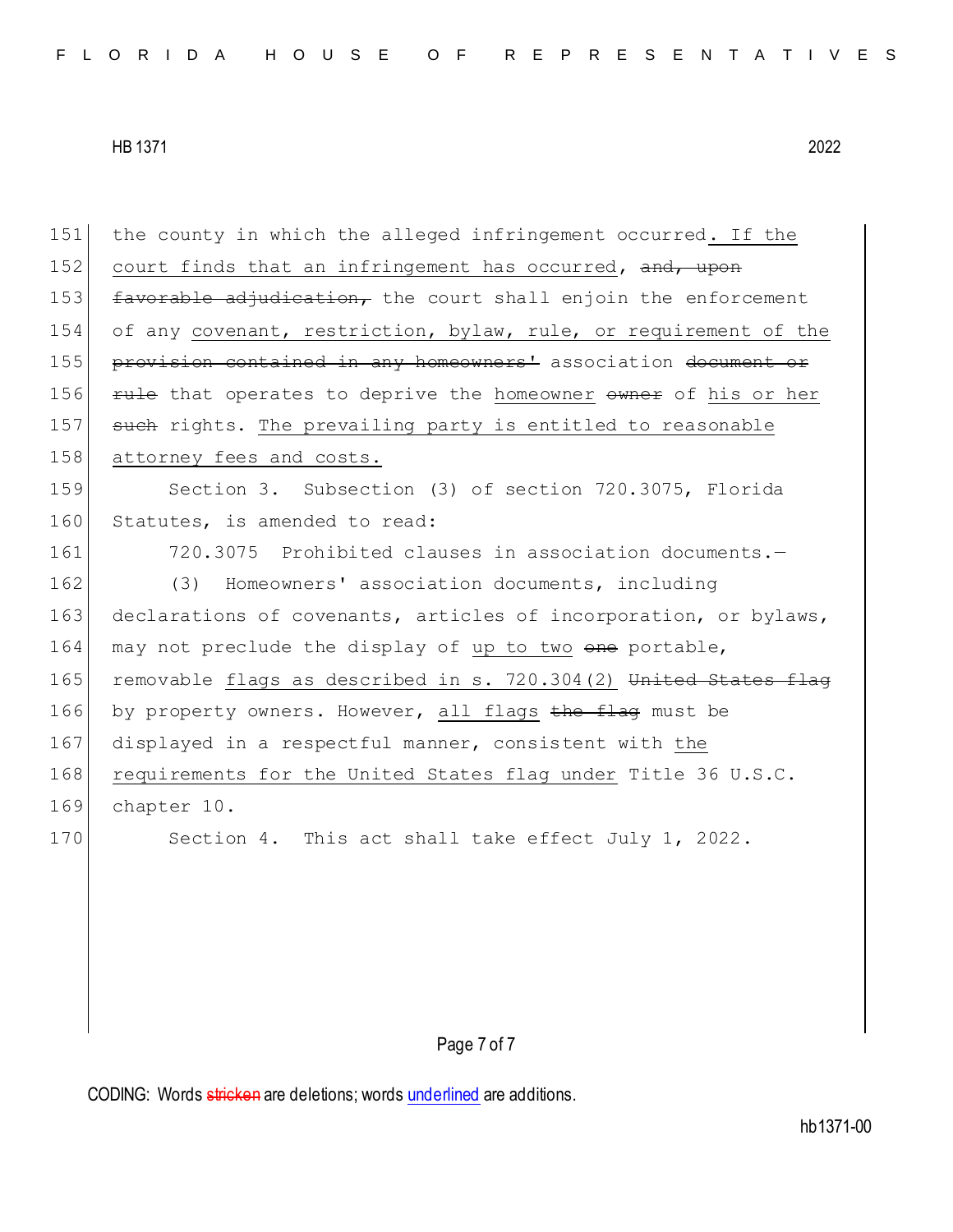151 the county in which the alleged infringement occurred. If the
152 court finds that an infringement has occurred, ~~and, upon~~
153 ~~favorable adjudication,~~ the court shall enjoin the enforcement
154 of any covenant, restriction, bylaw, rule, or requirement of the
155 ~~provision contained in any homeowners'~~ association ~~document or~~
156 ~~rule~~ that operates to deprive the homeowner ~~owner~~ of his or her
157 ~~such~~ rights. The prevailing party is entitled to reasonable
158 attorney fees and costs.

159 Section 3. Subsection (3) of section 720.3075, Florida
160 Statutes, is amended to read:

161 720.3075 Prohibited clauses in association documents.—

162 (3) Homeowners' association documents, including
163 declarations of covenants, articles of incorporation, or bylaws,
164 may not preclude the display of up to two ~~one~~ portable,
165 removable flags as described in s. 720.304(2) ~~United States flag~~
166 by property owners. However, all flags ~~the flag~~ must be
167 displayed in a respectful manner, consistent with the
168 requirements for the United States flag under Title 36 U.S.C.
169 chapter 10.

170 Section 4. This act shall take effect July 1, 2022.

CODING: Words ~~stricken~~ are deletions; words underlined are additions.